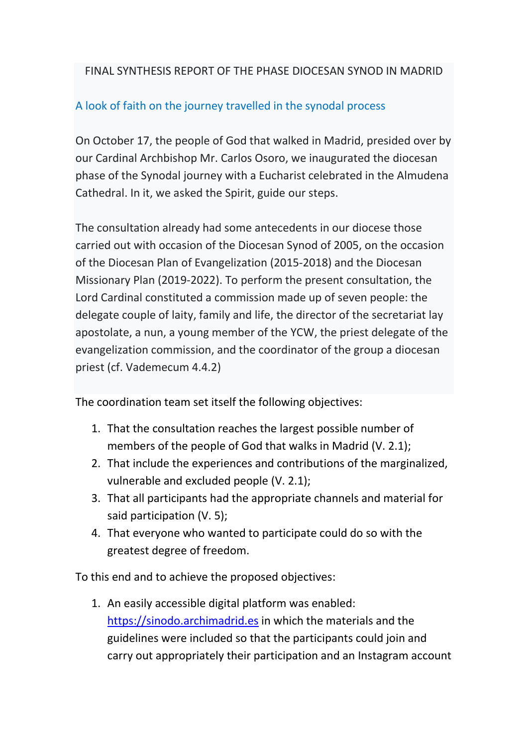# FINAL SYNTHESIS REPORT OF THE PHASE DIOCESAN SYNOD IN MADRID

## A look of faith on the journey travelled in the synodal process

On October 17, the people of God that walked in Madrid, presided over by our Cardinal Archbishop Mr. Carlos Osoro, we inaugurated the diocesan phase of the Synodal journey with a Eucharist celebrated in the Almudena Cathedral. In it, we asked the Spirit, guide our steps.

The consultation already had some antecedents in our diocese those carried out with occasion of the Diocesan Synod of 2005, on the occasion of the Diocesan Plan of Evangelization (2015-2018) and the Diocesan Missionary Plan (2019-2022). To perform the present consultation, the Lord Cardinal constituted a commission made up of seven people: the delegate couple of laity, family and life, the director of the secretariat lay apostolate, a nun, a young member of the YCW, the priest delegate of the evangelization commission, and the coordinator of the group a diocesan priest (cf. Vademecum 4.4.2)

The coordination team set itself the following objectives:

1. That the consultation reaches the largest possible number of members of the people of God that walks in Madrid (V. 2.1);
2. That include the experiences and contributions of the marginalized, vulnerable and excluded people (V. 2.1);
3. That all participants had the appropriate channels and material for said participation (V. 5);
4. That everyone who wanted to participate could do so with the greatest degree of freedom.

To this end and to achieve the proposed objectives:

1. An easily accessible digital platform was enabled: [https://sinodo.archimadrid.es](https://sinodo.archimadrid.es) in which the materials and the guidelines were included so that the participants could join and carry out appropriately their participation and an Instagram account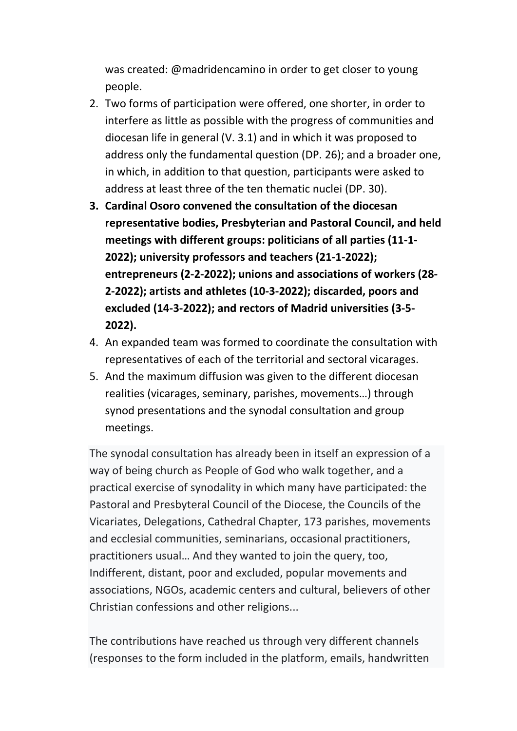was created: @madridencamino in order to get closer to young people.

2. Two forms of participation were offered, one shorter, in order to interfere as little as possible with the progress of communities and diocesan life in general (V. 3.1) and in which it was proposed to address only the fundamental question (DP. 26); and a broader one, in which, in addition to that question, participants were asked to address at least three of the ten thematic nuclei (DP. 30).
3. **Cardinal Osoro convened the consultation of the diocesan representative bodies, Presbyterian and Pastoral Council, and held meetings with different groups: politicians of all parties (11-1-2022); university professors and teachers (21-1-2022); entrepreneurs (2-2-2022); unions and associations of workers (28-2-2022); artists and athletes (10-3-2022); discarded, poors and excluded (14-3-2022); and rectors of Madrid universities (3-5-2022).**
4. An expanded team was formed to coordinate the consultation with representatives of each of the territorial and sectoral vicarages.
5. And the maximum diffusion was given to the different diocesan realities (vicarages, seminary, parishes, movements…) through synod presentations and the synodal consultation and group meetings.

The synodal consultation has already been in itself an expression of a way of being church as People of God who walk together, and a practical exercise of synodality in which many have participated: the Pastoral and Presbyteral Council of the Diocese, the Councils of the Vicariates, Delegations, Cathedral Chapter, 173 parishes, movements and ecclesial communities, seminarians, occasional practitioners, practitioners usual… And they wanted to join the query, too, Indifferent, distant, poor and excluded, popular movements and associations, NGOs, academic centers and cultural, believers of other Christian confessions and other religions...

The contributions have reached us through very different channels (responses to the form included in the platform, emails, handwritten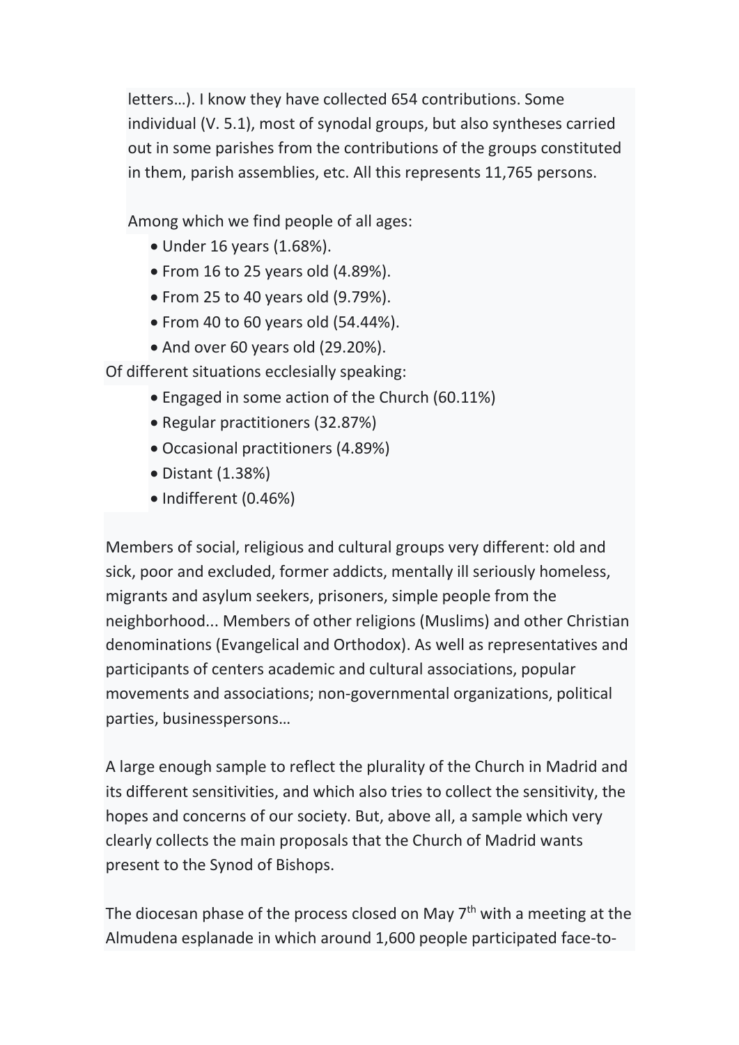letters…). I know they have collected 654 contributions. Some individual (V. 5.1), most of synodal groups, but also syntheses carried out in some parishes from the contributions of the groups constituted in them, parish assemblies, etc. All this represents 11,765 persons.

Among which we find people of all ages:

- Under 16 years (1.68%).
- From 16 to 25 years old (4.89%).
- From 25 to 40 years old (9.79%).
- From 40 to 60 years old (54.44%).
- And over 60 years old (29.20%).

Of different situations ecclesially speaking:

- Engaged in some action of the Church (60.11%)
- Regular practitioners (32.87%)
- Occasional practitioners (4.89%)
- Distant (1.38%)
- Indifferent (0.46%)

Members of social, religious and cultural groups very different: old and sick, poor and excluded, former addicts, mentally ill seriously homeless, migrants and asylum seekers, prisoners, simple people from the neighborhood... Members of other religions (Muslims) and other Christian denominations (Evangelical and Orthodox). As well as representatives and participants of centers academic and cultural associations, popular movements and associations; non-governmental organizations, political parties, businesspersons…

A large enough sample to reflect the plurality of the Church in Madrid and its different sensitivities, and which also tries to collect the sensitivity, the hopes and concerns of our society. But, above all, a sample which very clearly collects the main proposals that the Church of Madrid wants present to the Synod of Bishops.

The diocesan phase of the process closed on May 7th with a meeting at the Almudena esplanade in which around 1,600 people participated face-to-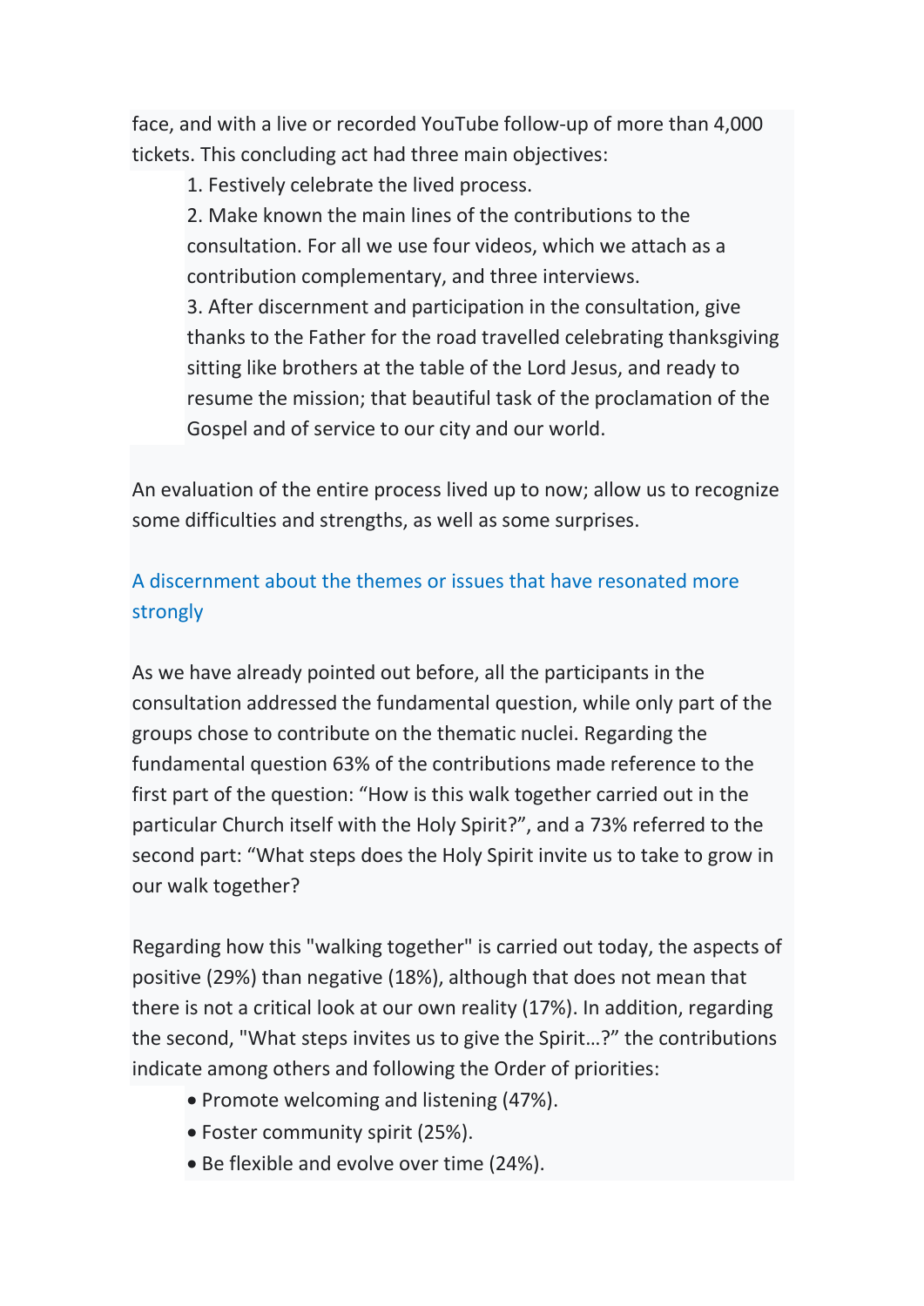face, and with a live or recorded YouTube follow-up of more than 4,000 tickets. This concluding act had three main objectives:

1. Festively celebrate the lived process.
2. Make known the main lines of the contributions to the consultation. For all we use four videos, which we attach as a contribution complementary, and three interviews.
3. After discernment and participation in the consultation, give thanks to the Father for the road travelled celebrating thanksgiving sitting like brothers at the table of the Lord Jesus, and ready to resume the mission; that beautiful task of the proclamation of the Gospel and of service to our city and our world.

An evaluation of the entire process lived up to now; allow us to recognize some difficulties and strengths, as well as some surprises.

## A discernment about the themes or issues that have resonated more strongly

As we have already pointed out before, all the participants in the consultation addressed the fundamental question, while only part of the groups chose to contribute on the thematic nuclei. Regarding the fundamental question 63% of the contributions made reference to the first part of the question: "How is this walk together carried out in the particular Church itself with the Holy Spirit?", and a 73% referred to the second part: "What steps does the Holy Spirit invite us to take to grow in our walk together?

Regarding how this "walking together" is carried out today, the aspects of positive (29%) than negative (18%), although that does not mean that there is not a critical look at our own reality (17%). In addition, regarding the second, "What steps invites us to give the Spirit…?" the contributions indicate among others and following the Order of priorities:

- Promote welcoming and listening (47%).
- Foster community spirit (25%).
- Be flexible and evolve over time (24%).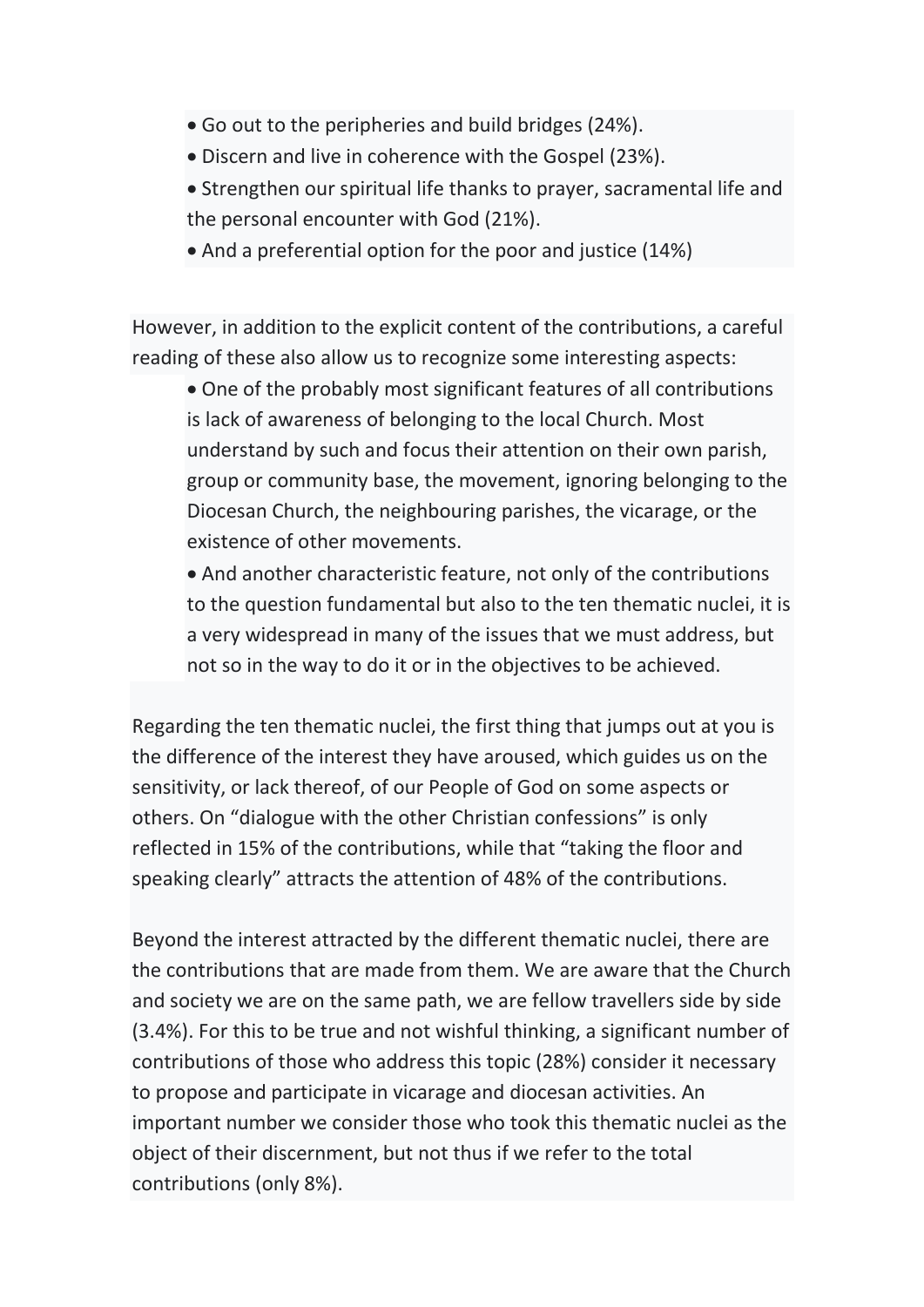- Go out to the peripheries and build bridges (24%).
- Discern and live in coherence with the Gospel (23%).
- Strengthen our spiritual life thanks to prayer, sacramental life and the personal encounter with God (21%).
- And a preferential option for the poor and justice (14%)

However, in addition to the explicit content of the contributions, a careful reading of these also allow us to recognize some interesting aspects:

- One of the probably most significant features of all contributions is lack of awareness of belonging to the local Church. Most understand by such and focus their attention on their own parish, group or community base, the movement, ignoring belonging to the Diocesan Church, the neighbouring parishes, the vicarage, or the existence of other movements.
- And another characteristic feature, not only of the contributions to the question fundamental but also to the ten thematic nuclei, it is a very widespread in many of the issues that we must address, but not so in the way to do it or in the objectives to be achieved.

Regarding the ten thematic nuclei, the first thing that jumps out at you is the difference of the interest they have aroused, which guides us on the sensitivity, or lack thereof, of our People of God on some aspects or others. On "dialogue with the other Christian confessions" is only reflected in 15% of the contributions, while that "taking the floor and speaking clearly" attracts the attention of 48% of the contributions.

Beyond the interest attracted by the different thematic nuclei, there are the contributions that are made from them. We are aware that the Church and society we are on the same path, we are fellow travellers side by side (3.4%). For this to be true and not wishful thinking, a significant number of contributions of those who address this topic (28%) consider it necessary to propose and participate in vicarage and diocesan activities. An important number we consider those who took this thematic nuclei as the object of their discernment, but not thus if we refer to the total contributions (only 8%).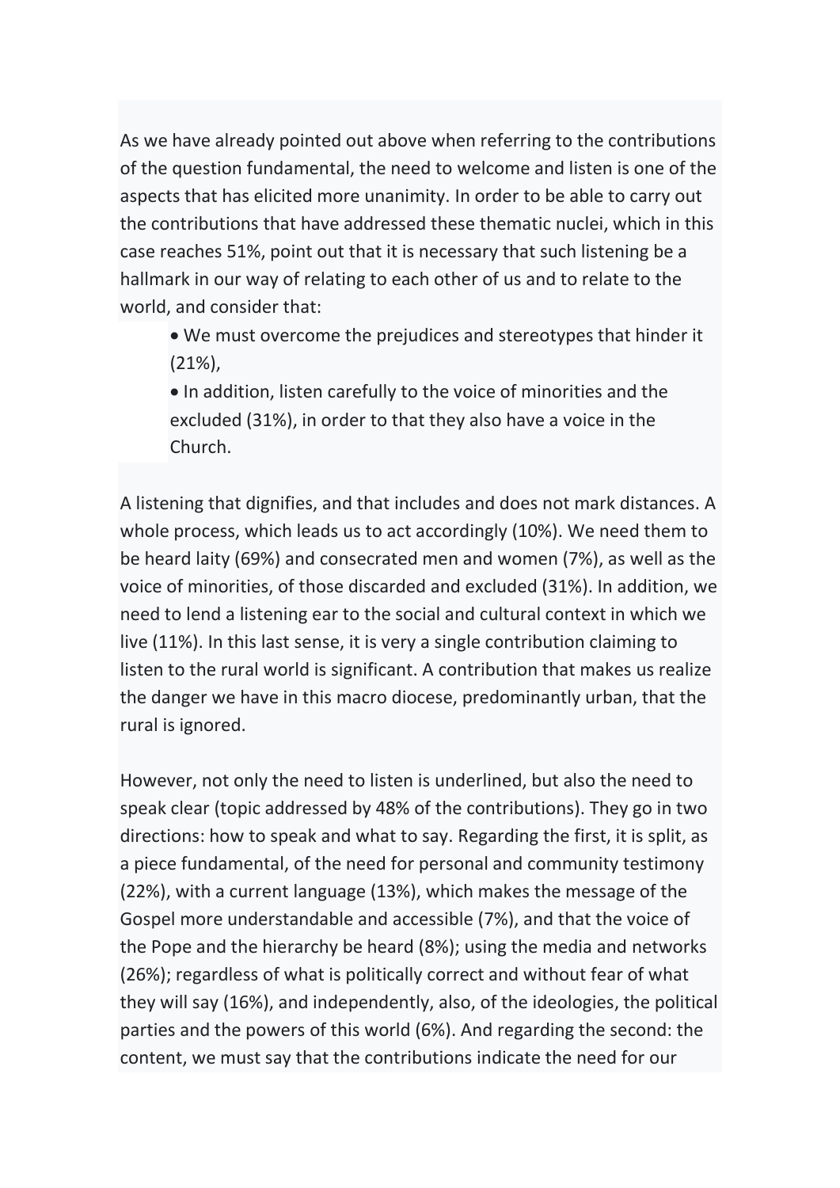As we have already pointed out above when referring to the contributions of the question fundamental, the need to welcome and listen is one of the aspects that has elicited more unanimity. In order to be able to carry out the contributions that have addressed these thematic nuclei, which in this case reaches 51%, point out that it is necessary that such listening be a hallmark in our way of relating to each other of us and to relate to the world, and consider that:

- We must overcome the prejudices and stereotypes that hinder it (21%),
- In addition, listen carefully to the voice of minorities and the excluded (31%), in order to that they also have a voice in the Church.

A listening that dignifies, and that includes and does not mark distances. A whole process, which leads us to act accordingly (10%). We need them to be heard laity (69%) and consecrated men and women (7%), as well as the voice of minorities, of those discarded and excluded (31%). In addition, we need to lend a listening ear to the social and cultural context in which we live (11%). In this last sense, it is very a single contribution claiming to listen to the rural world is significant. A contribution that makes us realize the danger we have in this macro diocese, predominantly urban, that the rural is ignored.

However, not only the need to listen is underlined, but also the need to speak clear (topic addressed by 48% of the contributions). They go in two directions: how to speak and what to say. Regarding the first, it is split, as a piece fundamental, of the need for personal and community testimony (22%), with a current language (13%), which makes the message of the Gospel more understandable and accessible (7%), and that the voice of the Pope and the hierarchy be heard (8%); using the media and networks (26%); regardless of what is politically correct and without fear of what they will say (16%), and independently, also, of the ideologies, the political parties and the powers of this world (6%). And regarding the second: the content, we must say that the contributions indicate the need for our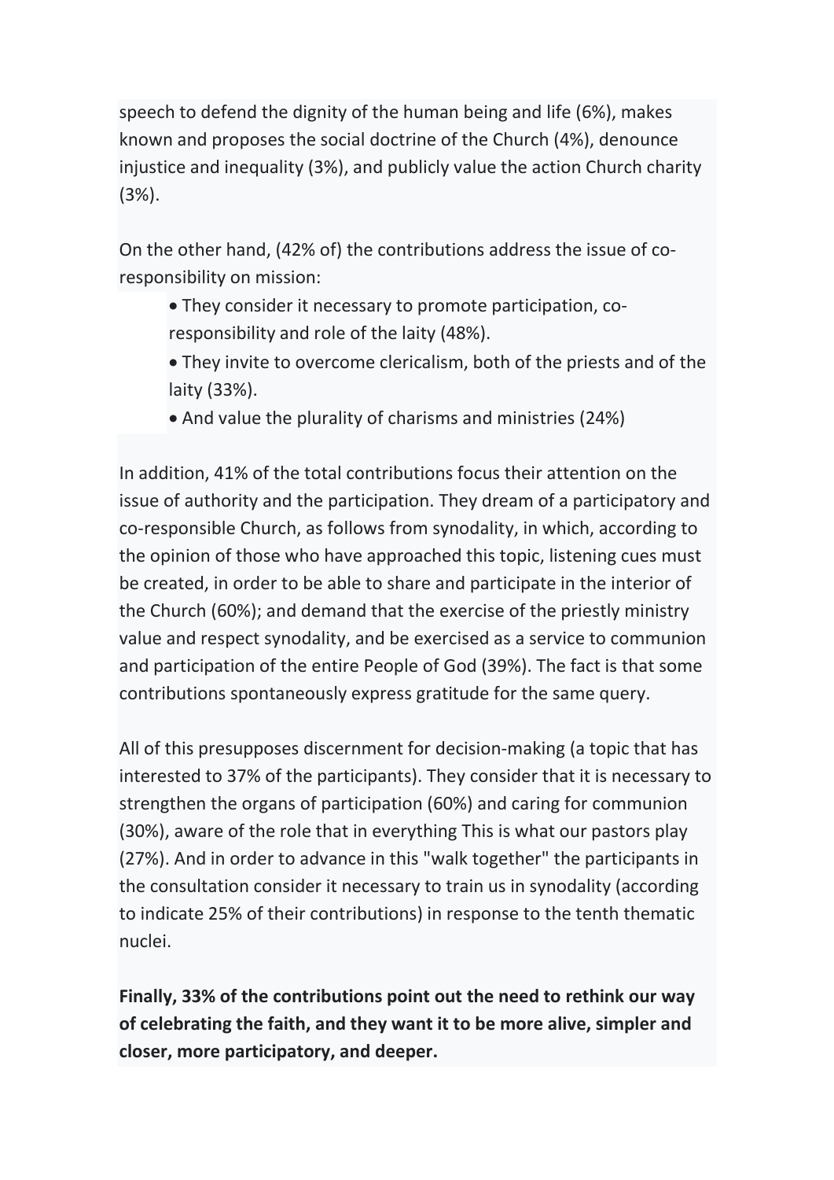speech to defend the dignity of the human being and life (6%), makes known and proposes the social doctrine of the Church (4%), denounce injustice and inequality (3%), and publicly value the action Church charity (3%).

On the other hand, (42% of) the contributions address the issue of co-responsibility on mission:

- They consider it necessary to promote participation, co-responsibility and role of the laity (48%).
- They invite to overcome clericalism, both of the priests and of the laity (33%).
- And value the plurality of charisms and ministries (24%)

In addition, 41% of the total contributions focus their attention on the issue of authority and the participation. They dream of a participatory and co-responsible Church, as follows from synodality, in which, according to the opinion of those who have approached this topic, listening cues must be created, in order to be able to share and participate in the interior of the Church (60%); and demand that the exercise of the priestly ministry value and respect synodality, and be exercised as a service to communion and participation of the entire People of God (39%). The fact is that some contributions spontaneously express gratitude for the same query.

All of this presupposes discernment for decision-making (a topic that has interested to 37% of the participants). They consider that it is necessary to strengthen the organs of participation (60%) and caring for communion (30%), aware of the role that in everything This is what our pastors play (27%). And in order to advance in this "walk together" the participants in the consultation consider it necessary to train us in synodality (according to indicate 25% of their contributions) in response to the tenth thematic nuclei.

**Finally, 33% of the contributions point out the need to rethink our way of celebrating the faith, and they want it to be more alive, simpler and closer, more participatory, and deeper.**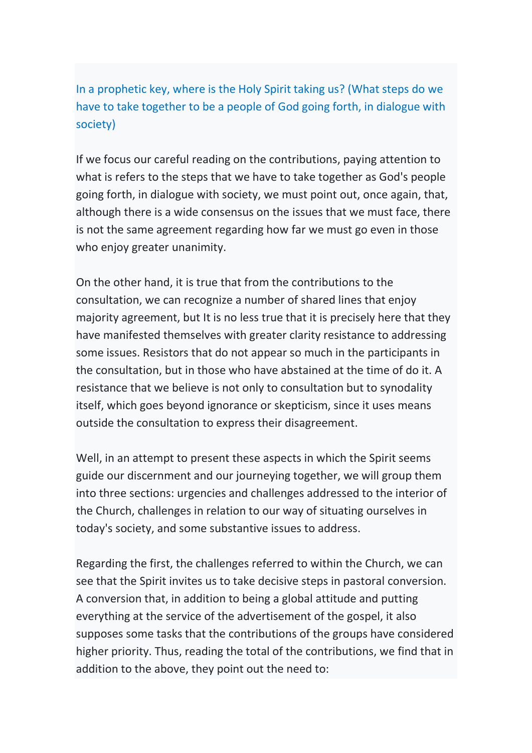In a prophetic key, where is the Holy Spirit taking us? (What steps do we have to take together to be a people of God going forth, in dialogue with society)

If we focus our careful reading on the contributions, paying attention to what is refers to the steps that we have to take together as God's people going forth, in dialogue with society, we must point out, once again, that, although there is a wide consensus on the issues that we must face, there is not the same agreement regarding how far we must go even in those who enjoy greater unanimity.

On the other hand, it is true that from the contributions to the consultation, we can recognize a number of shared lines that enjoy majority agreement, but It is no less true that it is precisely here that they have manifested themselves with greater clarity resistance to addressing some issues. Resistors that do not appear so much in the participants in the consultation, but in those who have abstained at the time of do it. A resistance that we believe is not only to consultation but to synodality itself, which goes beyond ignorance or skepticism, since it uses means outside the consultation to express their disagreement.

Well, in an attempt to present these aspects in which the Spirit seems guide our discernment and our journeying together, we will group them into three sections: urgencies and challenges addressed to the interior of the Church, challenges in relation to our way of situating ourselves in today's society, and some substantive issues to address.

Regarding the first, the challenges referred to within the Church, we can see that the Spirit invites us to take decisive steps in pastoral conversion. A conversion that, in addition to being a global attitude and putting everything at the service of the advertisement of the gospel, it also supposes some tasks that the contributions of the groups have considered higher priority. Thus, reading the total of the contributions, we find that in addition to the above, they point out the need to: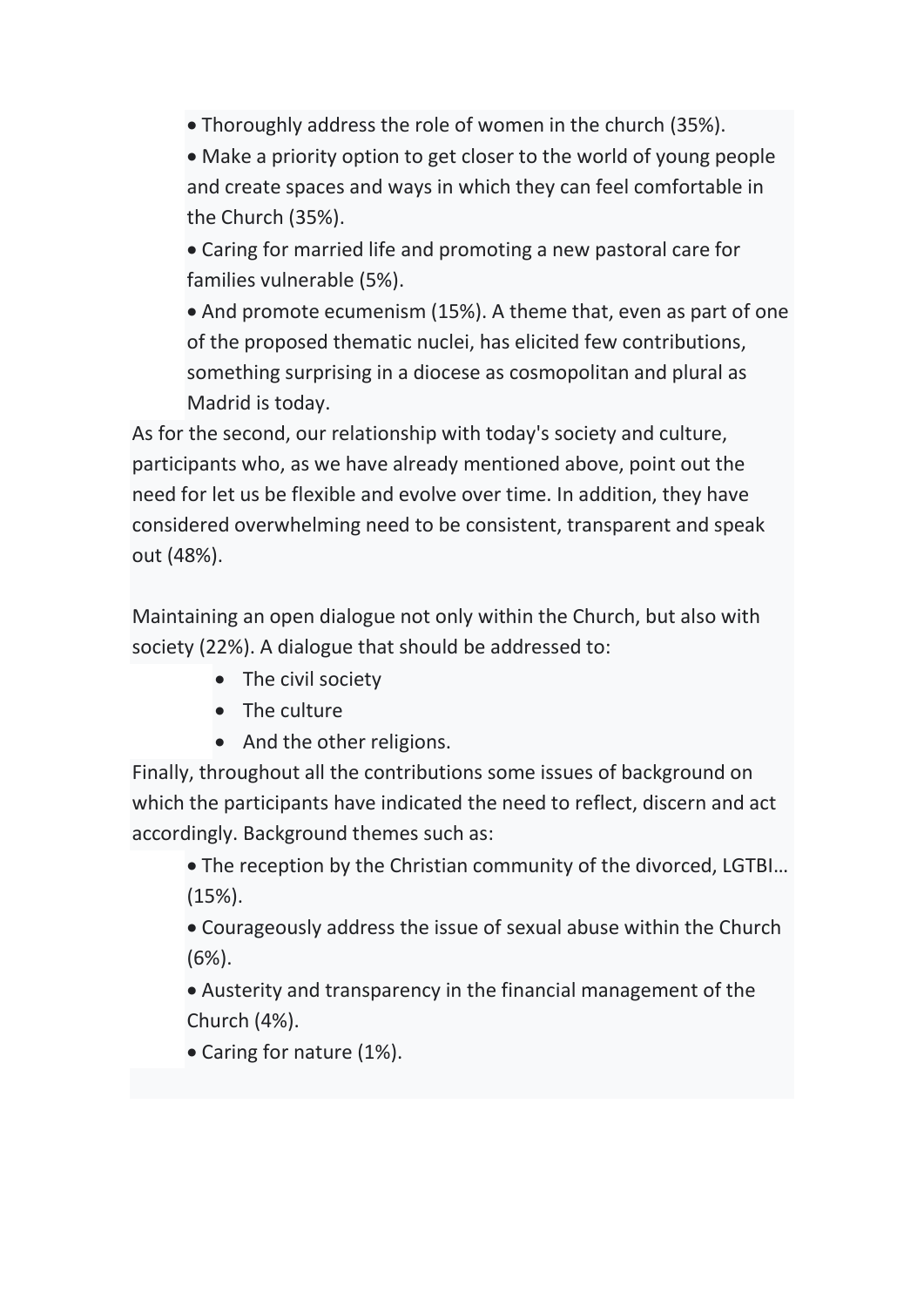- Thoroughly address the role of women in the church (35%).
- Make a priority option to get closer to the world of young people and create spaces and ways in which they can feel comfortable in the Church (35%).
- Caring for married life and promoting a new pastoral care for families vulnerable (5%).
- And promote ecumenism (15%). A theme that, even as part of one of the proposed thematic nuclei, has elicited few contributions, something surprising in a diocese as cosmopolitan and plural as Madrid is today.

As for the second, our relationship with today's society and culture, participants who, as we have already mentioned above, point out the need for let us be flexible and evolve over time. In addition, they have considered overwhelming need to be consistent, transparent and speak out (48%).

Maintaining an open dialogue not only within the Church, but also with society (22%). A dialogue that should be addressed to:

- The civil society
- The culture
- And the other religions.

Finally, throughout all the contributions some issues of background on which the participants have indicated the need to reflect, discern and act accordingly. Background themes such as:

- The reception by the Christian community of the divorced, LGTBI… (15%).
- Courageously address the issue of sexual abuse within the Church (6%).
- Austerity and transparency in the financial management of the Church (4%).
- Caring for nature (1%).